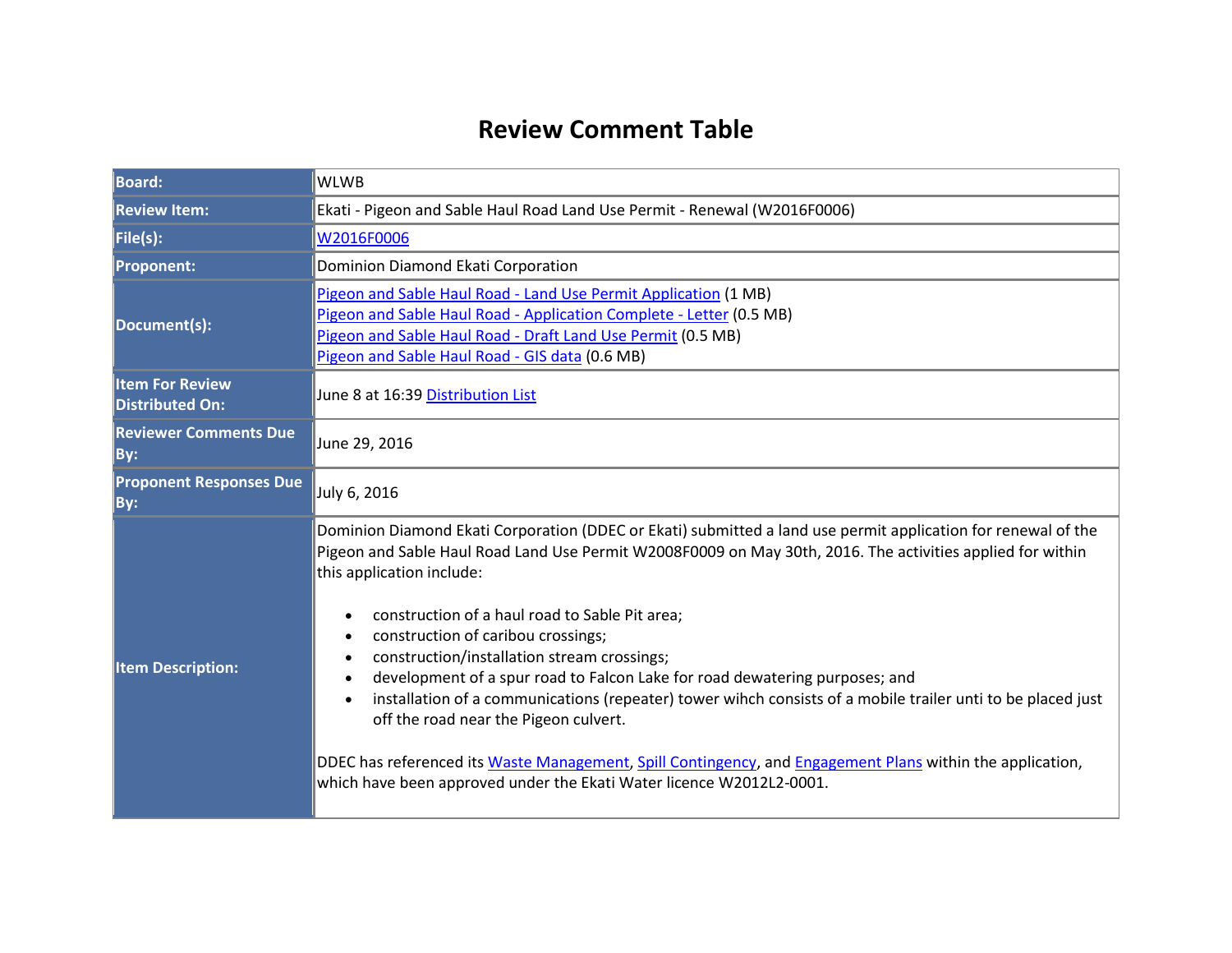# Review Comment Table

| | |
|---|---|
| **Board:** | WLWB |
| **Review Item:** | Ekati - Pigeon and Sable Haul Road Land Use Permit - Renewal (W2016F0006) |
| **File(s):** | W2016F0006 |
| **Proponent:** | Dominion Diamond Ekati Corporation |
| **Document(s):** | Pigeon and Sable Haul Road - Land Use Permit Application (1 MB)<br>Pigeon and Sable Haul Road - Application Complete - Letter (0.5 MB)<br>Pigeon and Sable Haul Road - Draft Land Use Permit (0.5 MB)<br>Pigeon and Sable Haul Road - GIS data (0.6 MB) |
| **Item For Review Distributed On:** | June 8 at 16:39 Distribution List |
| **Reviewer Comments Due By:** | June 29, 2016 |
| **Proponent Responses Due By:** | July 6, 2016 |
| **Item Description:** | Dominion Diamond Ekati Corporation (DDEC or Ekati) submitted a land use permit application for renewal of the Pigeon and Sable Haul Road Land Use Permit W2008F0009 on May 30th, 2016. The activities applied for within this application include:<br><br>• construction of a haul road to Sable Pit area;<br>• construction of caribou crossings;<br>• construction/installation stream crossings;<br>• development of a spur road to Falcon Lake for road dewatering purposes; and<br>• installation of a communications (repeater) tower wihch consists of a mobile trailer unti to be placed just off the road near the Pigeon culvert.<br><br>DDEC has referenced its Waste Management, Spill Contingency, and Engagement Plans within the application, which have been approved under the Ekati Water licence W2012L2-0001. |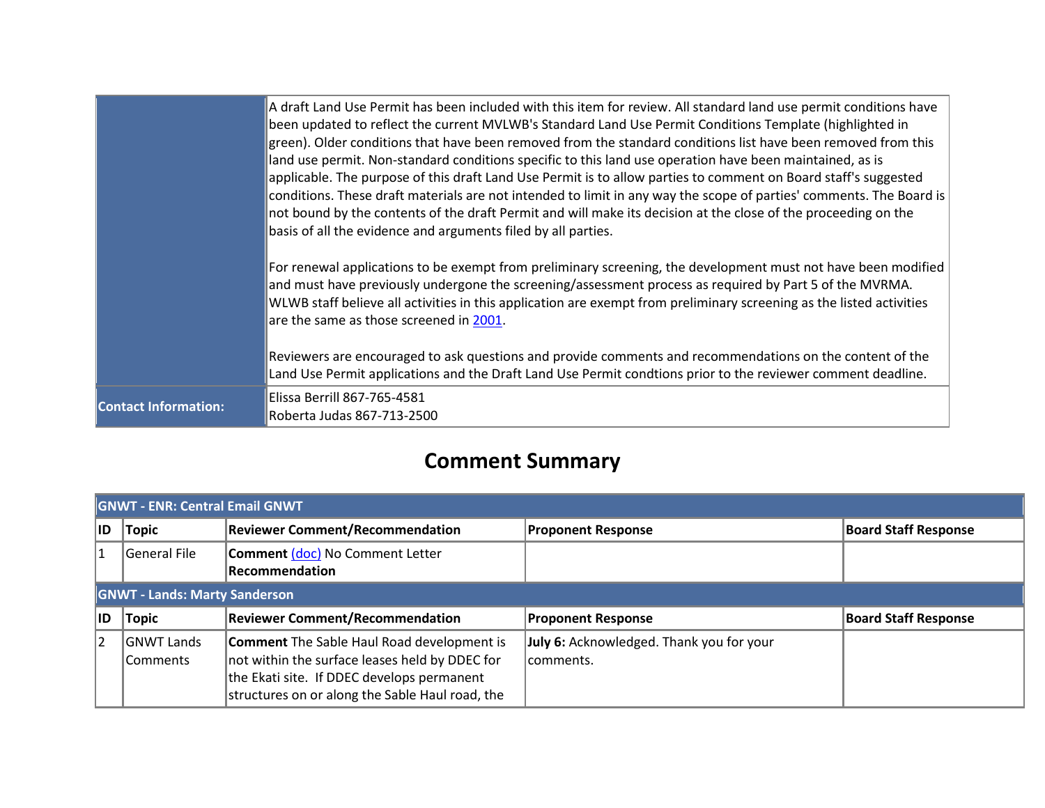| | |
|---|---|
| | A draft Land Use Permit has been included with this item for review. All standard land use permit conditions have been updated to reflect the current MVLWB's Standard Land Use Permit Conditions Template (highlighted in green). Older conditions that have been removed from the standard conditions list have been removed from this land use permit. Non-standard conditions specific to this land use operation have been maintained, as is applicable. The purpose of this draft Land Use Permit is to allow parties to comment on Board staff's suggested conditions. These draft materials are not intended to limit in any way the scope of parties' comments. The Board is not bound by the contents of the draft Permit and will make its decision at the close of the proceeding on the basis of all the evidence and arguments filed by all parties.<br><br>For renewal applications to be exempt from preliminary screening, the development must not have been modified and must have previously undergone the screening/assessment process as required by Part 5 of the MVRMA. WLWB staff believe all activities in this application are exempt from preliminary screening as the listed activities are the same as those screened in 2001.<br><br>Reviewers are encouraged to ask questions and provide comments and recommendations on the content of the Land Use Permit applications and the Draft Land Use Permit condtions prior to the reviewer comment deadline. |
| **Contact Information:** | Elissa Berrill 867-765-4581<br>Roberta Judas 867-713-2500 |

## Comment Summary

| **GNWT - ENR: Central Email GNWT** | | | | |
|---|---|---|---|---|
| **ID** | **Topic** | **Reviewer Comment/Recommendation** | **Proponent Response** | **Board Staff Response** |
| 1 | General File | **Comment** (doc) No Comment Letter<br>**Recommendation** | | |
| **GNWT - Lands: Marty Sanderson** | | | | |
| **ID** | **Topic** | **Reviewer Comment/Recommendation** | **Proponent Response** | **Board Staff Response** |
| 2 | GNWT Lands Comments | **Comment** The Sable Haul Road development is not within the surface leases held by DDEC for the Ekati site. If DDEC develops permanent structures on or along the Sable Haul road, the | **July 6:** Acknowledged. Thank you for your comments. | |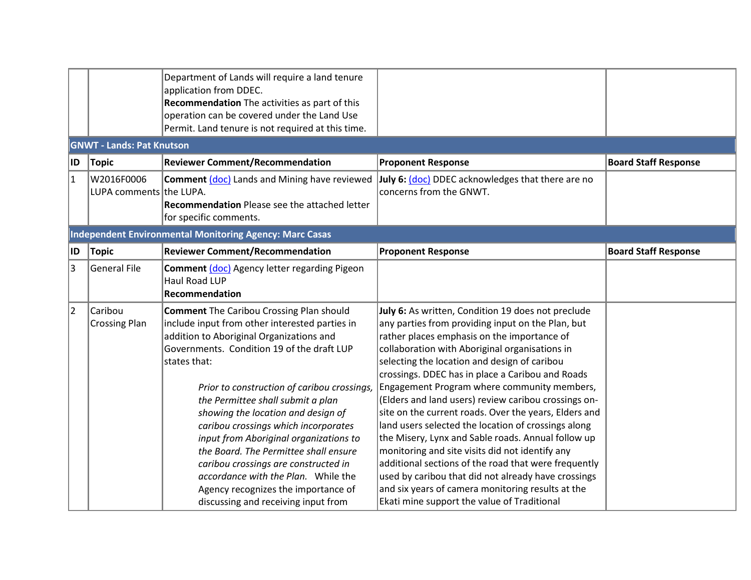| | | | | |
|---|---|---|---|---|
| | | Department of Lands will require a land tenure application from DDEC. **Recommendation** The activities as part of this operation can be covered under the Land Use Permit. Land tenure is not required at this time. | | |

**GNWT - Lands: Pat Knutson**

| ID | Topic | Reviewer Comment/Recommendation | Proponent Response | Board Staff Response |
|---|---|---|---|---|
| 1 | W2016F0006 LUPA comments | **Comment** (doc) Lands and Mining have reviewed the LUPA. **Recommendation** Please see the attached letter for specific comments. | **July 6:** (doc) DDEC acknowledges that there are no concerns from the GNWT. | |

**Independent Environmental Monitoring Agency: Marc Casas**

| ID | Topic | Reviewer Comment/Recommendation | Proponent Response | Board Staff Response |
|---|---|---|---|---|
| 3 | General File | **Comment** (doc) Agency letter regarding Pigeon Haul Road LUP **Recommendation** | | |
| 2 | Caribou Crossing Plan | **Comment** The Caribou Crossing Plan should include input from other interested parties in addition to Aboriginal Organizations and Governments. Condition 19 of the draft LUP states that: *Prior to construction of caribou crossings, the Permittee shall submit a plan showing the location and design of caribou crossings which incorporates input from Aboriginal organizations to the Board. The Permittee shall ensure caribou crossings are constructed in accordance with the Plan.* While the Agency recognizes the importance of discussing and receiving input from | **July 6:** As written, Condition 19 does not preclude any parties from providing input on the Plan, but rather places emphasis on the importance of collaboration with Aboriginal organisations in selecting the location and design of caribou crossings. DDEC has in place a Caribou and Roads Engagement Program where community members, (Elders and land users) review caribou crossings on-site on the current roads. Over the years, Elders and land users selected the location of crossings along the Misery, Lynx and Sable roads. Annual follow up monitoring and site visits did not identify any additional sections of the road that were frequently used by caribou that did not already have crossings and six years of camera monitoring results at the Ekati mine support the value of Traditional | |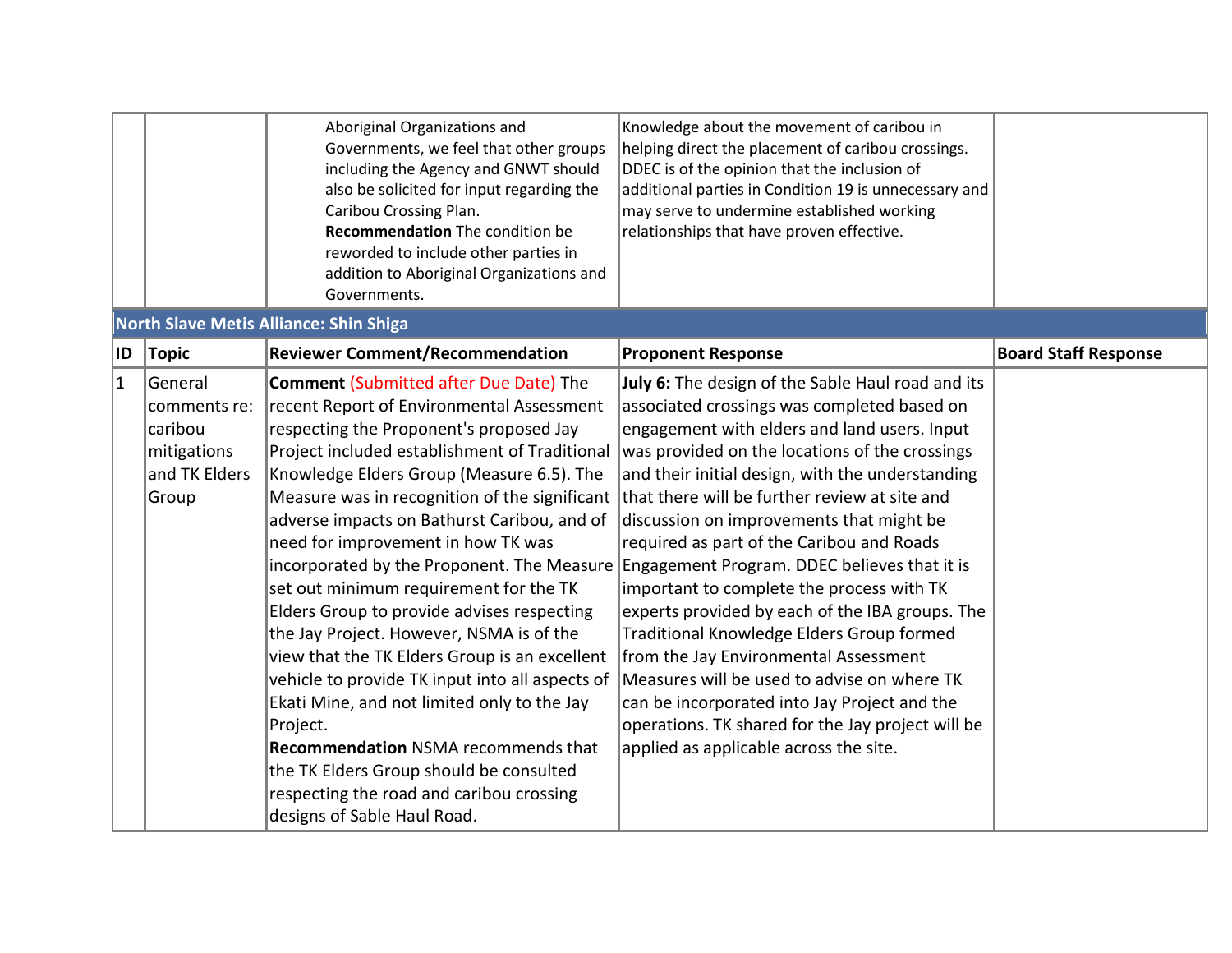| | | | | |
|---|---|---|---|---|
| | | Aboriginal Organizations and Governments, we feel that other groups including the Agency and GNWT should also be solicited for input regarding the Caribou Crossing Plan. **Recommendation** The condition be reworded to include other parties in addition to Aboriginal Organizations and Governments. | Knowledge about the movement of caribou in helping direct the placement of caribou crossings. DDEC is of the opinion that the inclusion of additional parties in Condition 19 is unnecessary and may serve to undermine established working relationships that have proven effective. | |

**North Slave Metis Alliance: Shin Shiga**

| ID | Topic | Reviewer Comment/Recommendation | Proponent Response | Board Staff Response |
|---|---|---|---|---|
| 1 | General comments re: caribou mitigations and TK Elders Group | **Comment** (Submitted after Due Date) The recent Report of Environmental Assessment respecting the Proponent's proposed Jay Project included establishment of Traditional Knowledge Elders Group (Measure 6.5). The Measure was in recognition of the significant adverse impacts on Bathurst Caribou, and of need for improvement in how TK was incorporated by the Proponent. The Measure set out minimum requirement for the TK Elders Group to provide advises respecting the Jay Project. However, NSMA is of the view that the TK Elders Group is an excellent vehicle to provide TK input into all aspects of Ekati Mine, and not limited only to the Jay Project. **Recommendation** NSMA recommends that the TK Elders Group should be consulted respecting the road and caribou crossing designs of Sable Haul Road. | **July 6:** The design of the Sable Haul road and its associated crossings was completed based on engagement with elders and land users. Input was provided on the locations of the crossings and their initial design, with the understanding that there will be further review at site and discussion on improvements that might be required as part of the Caribou and Roads Engagement Program. DDEC believes that it is important to complete the process with TK experts provided by each of the IBA groups. The Traditional Knowledge Elders Group formed from the Jay Environmental Assessment Measures will be used to advise on where TK can be incorporated into Jay Project and the operations. TK shared for the Jay project will be applied as applicable across the site. | |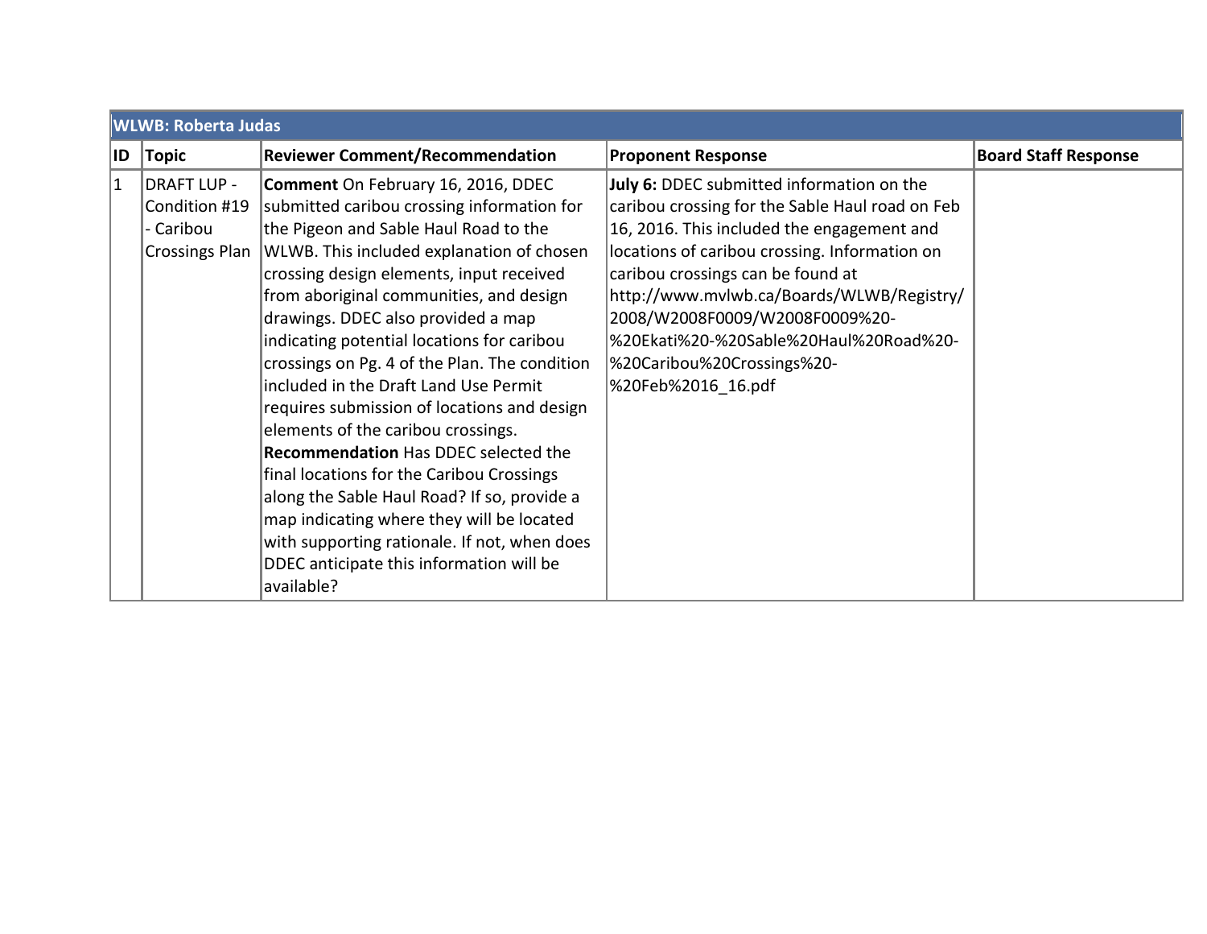| WLWB: Roberta Judas | | | | |
|---|---|---|---|---|
| **ID** | **Topic** | **Reviewer Comment/Recommendation** | **Proponent Response** | **Board Staff Response** |
| 1 | DRAFT LUP - Condition #19 - Caribou Crossings Plan | **Comment** On February 16, 2016, DDEC submitted caribou crossing information for the Pigeon and Sable Haul Road to the WLWB. This included explanation of chosen crossing design elements, input received from aboriginal communities, and design drawings. DDEC also provided a map indicating potential locations for caribou crossings on Pg. 4 of the Plan. The condition included in the Draft Land Use Permit requires submission of locations and design elements of the caribou crossings. **Recommendation** Has DDEC selected the final locations for the Caribou Crossings along the Sable Haul Road? If so, provide a map indicating where they will be located with supporting rationale. If not, when does DDEC anticipate this information will be available? | **July 6:** DDEC submitted information on the caribou crossing for the Sable Haul road on Feb 16, 2016. This included the engagement and locations of caribou crossing. Information on caribou crossings can be found at http://www.mvlwb.ca/Boards/WLWB/Registry/2008/W2008F0009/W2008F0009%20-%20Ekati%20-%20Sable%20Haul%20Road%20-%20Caribou%20Crossings%20-%20Feb%2016_16.pdf | |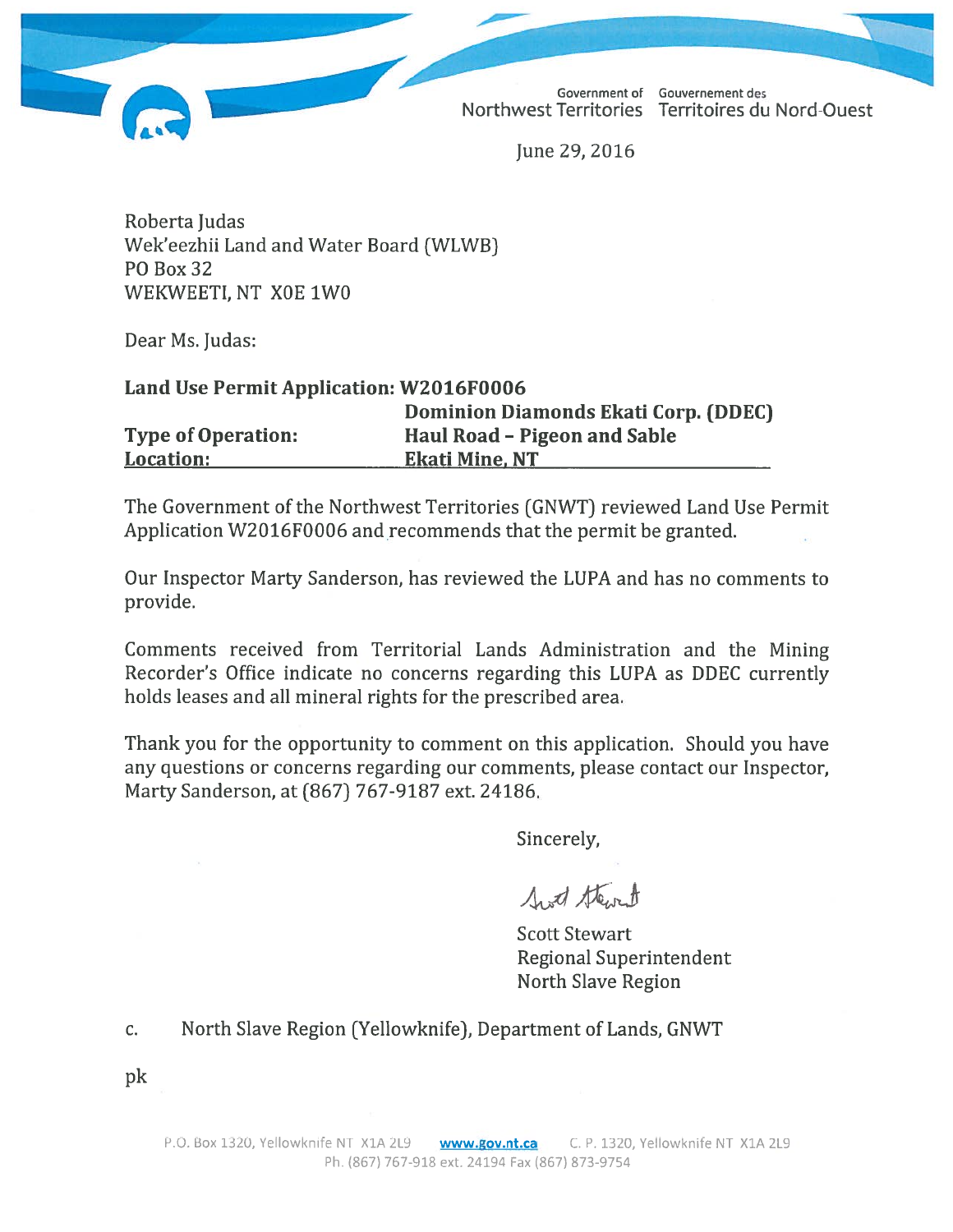Government of Northwest Territories | Gouvernement des Territoires du Nord-Ouest

June 29, 2016

Roberta Judas
Wek'eezhii Land and Water Board (WLWB)
PO Box 32
WEKWEETI, NT X0E 1W0

Dear Ms. Judas:

| | |
|---|---|
| **Land Use Permit Application:** | **W2016F0006** |
| | **Dominion Diamonds Ekati Corp. (DDEC)** |
| **Type of Operation:** | **Haul Road – Pigeon and Sable** |
| **Location:** | **Ekati Mine, NT** |

The Government of the Northwest Territories (GNWT) reviewed Land Use Permit Application W2016F0006 and recommends that the permit be granted.

Our Inspector Marty Sanderson, has reviewed the LUPA and has no comments to provide.

Comments received from Territorial Lands Administration and the Mining Recorder's Office indicate no concerns regarding this LUPA as DDEC currently holds leases and all mineral rights for the prescribed area.

Thank you for the opportunity to comment on this application. Should you have any questions or concerns regarding our comments, please contact our Inspector, Marty Sanderson, at (867) 767-9187 ext. 24186.

Sincerely,

Scott Stewart
Regional Superintendent
North Slave Region

c. North Slave Region (Yellowknife), Department of Lands, GNWT

pk

P.O. Box 1320, Yellowknife NT X1A 2L9 www.gov.nt.ca C. P. 1320, Yellowknife NT X1A 2L9
Ph. (867) 767-918 ext. 24194 Fax (867) 873-9754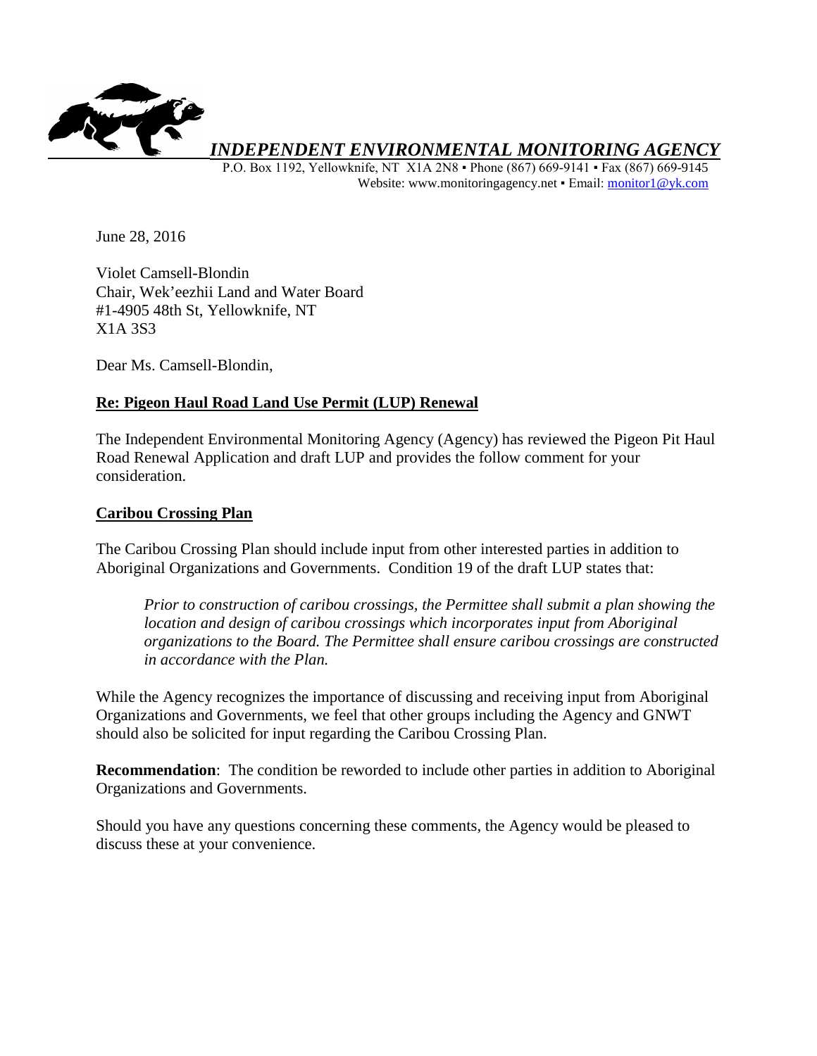*INDEPENDENT ENVIRONMENTAL MONITORING AGENCY*

P.O. Box 1192, Yellowknife, NT X1A 2N8 ▪ Phone (867) 669-9141 ▪ Fax (867) 669-9145
Website: www.monitoringagency.net ▪ Email: monitor1@yk.com

June 28, 2016

Violet Camsell-Blondin
Chair, Wek'eezhii Land and Water Board
#1-4905 48th St, Yellowknife, NT
X1A 3S3

Dear Ms. Camsell-Blondin,

**Re: Pigeon Haul Road Land Use Permit (LUP) Renewal**

The Independent Environmental Monitoring Agency (Agency) has reviewed the Pigeon Pit Haul Road Renewal Application and draft LUP and provides the follow comment for your consideration.

**Caribou Crossing Plan**

The Caribou Crossing Plan should include input from other interested parties in addition to Aboriginal Organizations and Governments. Condition 19 of the draft LUP states that:

> *Prior to construction of caribou crossings, the Permittee shall submit a plan showing the location and design of caribou crossings which incorporates input from Aboriginal organizations to the Board. The Permittee shall ensure caribou crossings are constructed in accordance with the Plan.*

While the Agency recognizes the importance of discussing and receiving input from Aboriginal Organizations and Governments, we feel that other groups including the Agency and GNWT should also be solicited for input regarding the Caribou Crossing Plan.

**Recommendation**: The condition be reworded to include other parties in addition to Aboriginal Organizations and Governments.

Should you have any questions concerning these comments, the Agency would be pleased to discuss these at your convenience.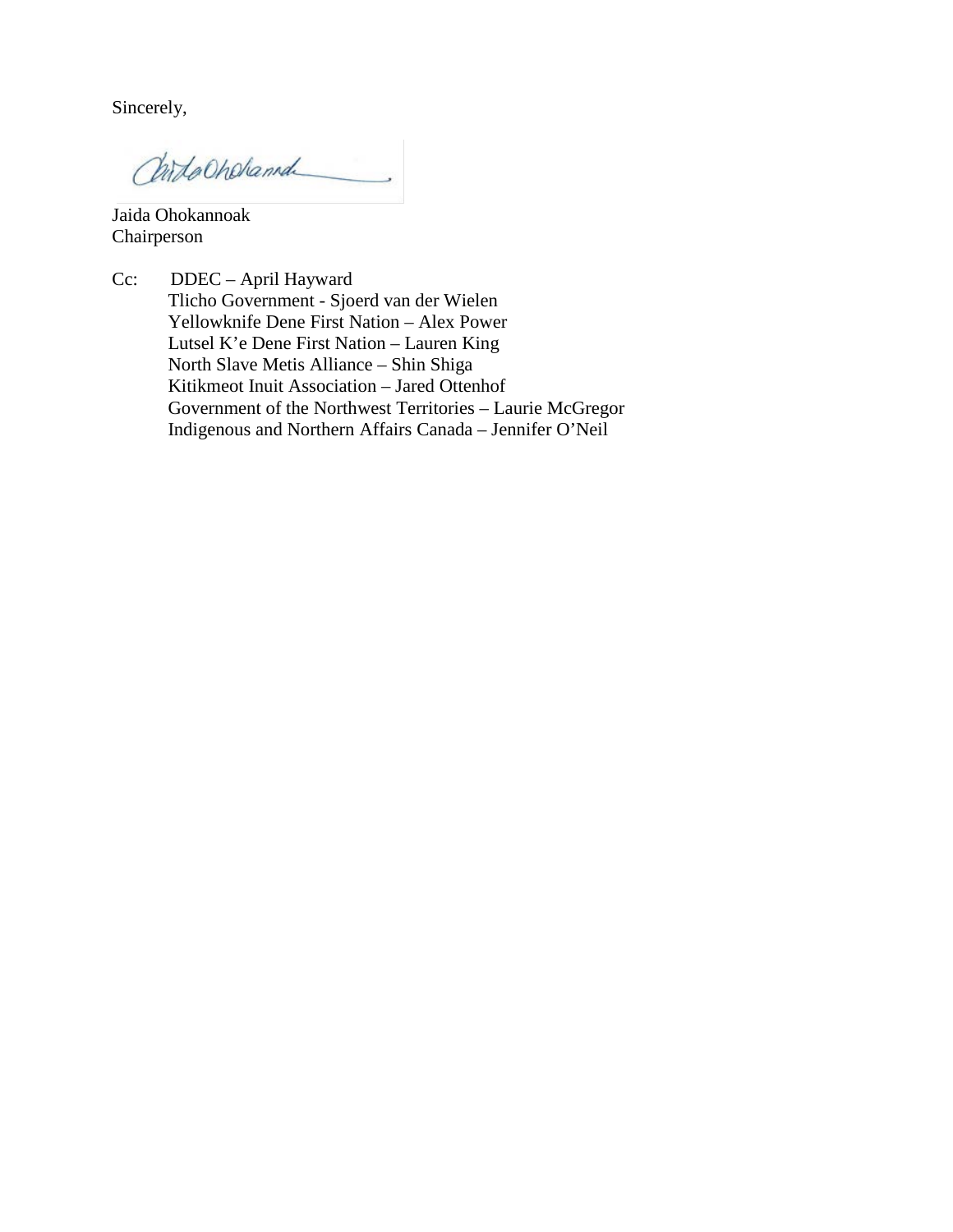Sincerely,

Jaida Ohokannoak
Chairperson

Cc: DDEC – April Hayward
Tlicho Government - Sjoerd van der Wielen
Yellowknife Dene First Nation – Alex Power
Lutsel K'e Dene First Nation – Lauren King
North Slave Metis Alliance – Shin Shiga
Kitikmeot Inuit Association – Jared Ottenhof
Government of the Northwest Territories – Laurie McGregor
Indigenous and Northern Affairs Canada – Jennifer O'Neil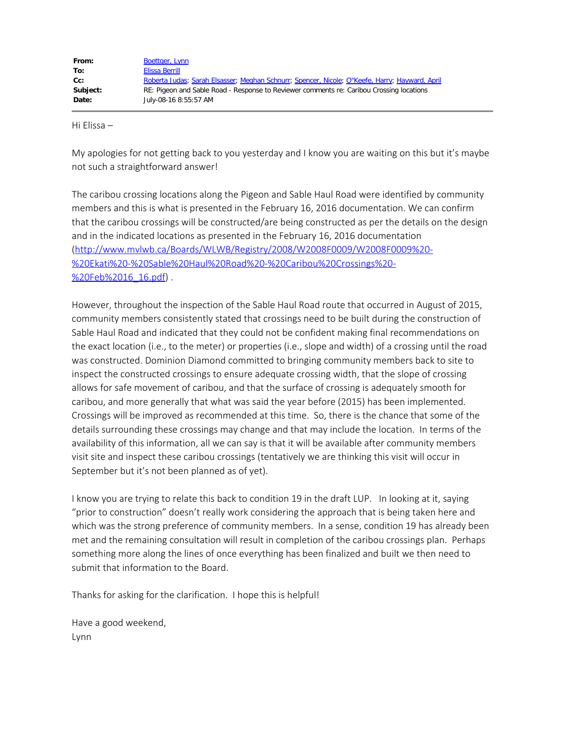| | |
|---|---|
| **From:** | Boettger, Lynn |
| **To:** | Elissa Berrill |
| **Cc:** | Roberta Judas; Sarah Elsasser; Meghan Schnurr; Spencer, Nicole; O"Keefe, Harry; Hayward, April |
| **Subject:** | RE: Pigeon and Sable Road - Response to Reviewer comments re: Caribou Crossing locations |
| **Date:** | July-08-16 8:55:57 AM |

Hi Elissa –

My apologies for not getting back to you yesterday and I know you are waiting on this but it's maybe not such a straightforward answer!

The caribou crossing locations along the Pigeon and Sable Haul Road were identified by community members and this is what is presented in the February 16, 2016 documentation. We can confirm that the caribou crossings will be constructed/are being constructed as per the details on the design and in the indicated locations as presented in the February 16, 2016 documentation (http://www.mvlwb.ca/Boards/WLWB/Registry/2008/W2008F0009/W2008F0009%20-%20Ekati%20-%20Sable%20Haul%20Road%20-%20Caribou%20Crossings%20-%20Feb%2016_16.pdf) .

However, throughout the inspection of the Sable Haul Road route that occurred in August of 2015, community members consistently stated that crossings need to be built during the construction of Sable Haul Road and indicated that they could not be confident making final recommendations on the exact location (i.e., to the meter) or properties (i.e., slope and width) of a crossing until the road was constructed. Dominion Diamond committed to bringing community members back to site to inspect the constructed crossings to ensure adequate crossing width, that the slope of crossing allows for safe movement of caribou, and that the surface of crossing is adequately smooth for caribou, and more generally that what was said the year before (2015) has been implemented. Crossings will be improved as recommended at this time. So, there is the chance that some of the details surrounding these crossings may change and that may include the location. In terms of the availability of this information, all we can say is that it will be available after community members visit site and inspect these caribou crossings (tentatively we are thinking this visit will occur in September but it's not been planned as of yet).

I know you are trying to relate this back to condition 19 in the draft LUP. In looking at it, saying "prior to construction" doesn't really work considering the approach that is being taken here and which was the strong preference of community members. In a sense, condition 19 has already been met and the remaining consultation will result in completion of the caribou crossings plan. Perhaps something more along the lines of once everything has been finalized and built we then need to submit that information to the Board.

Thanks for asking for the clarification. I hope this is helpful!

Have a good weekend,
Lynn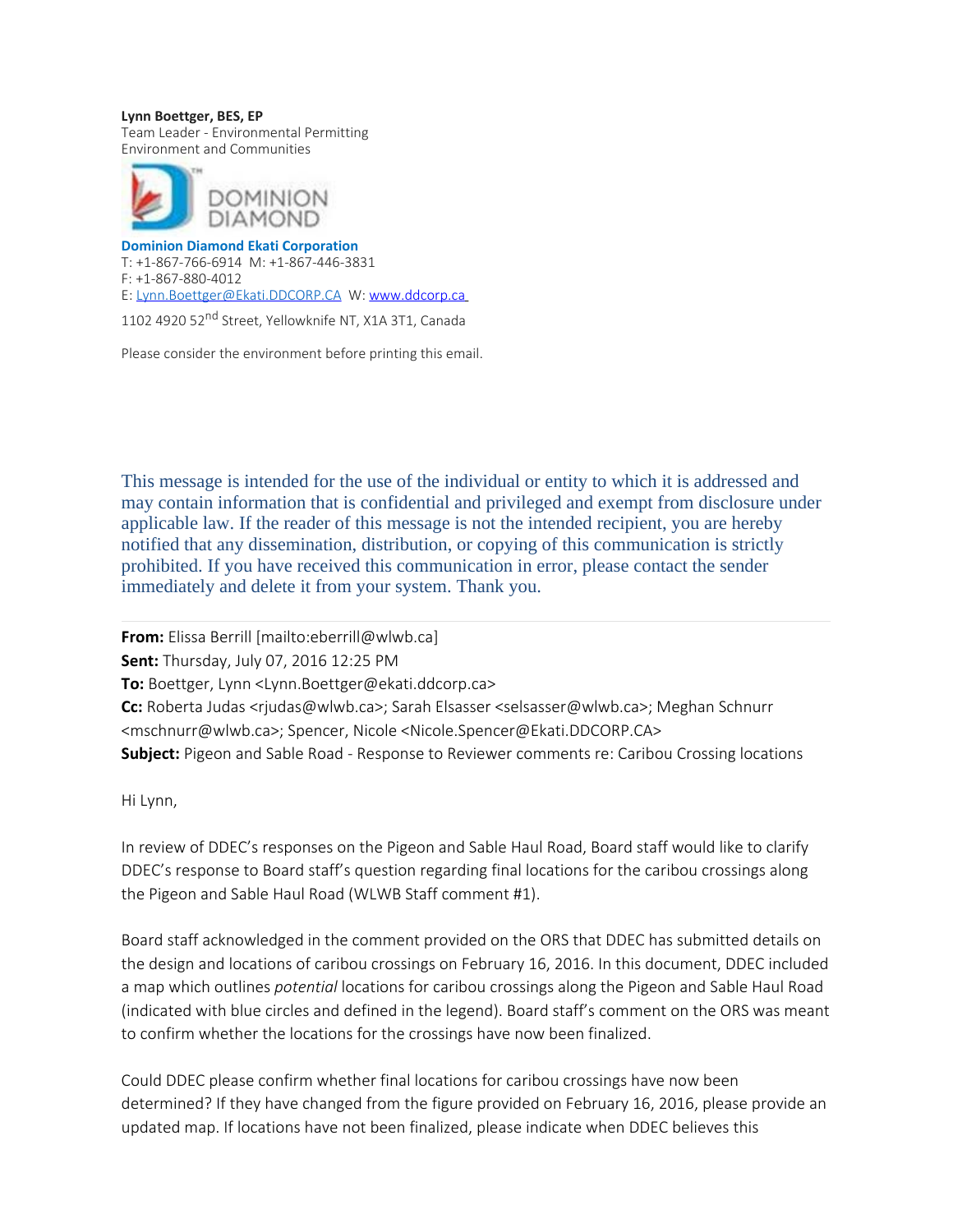**Lynn Boettger, BES, EP**
Team Leader - Environmental Permitting
Environment and Communities

**Dominion Diamond Ekati Corporation**
T: +1-867-766-6914 M: +1-867-446-3831
F: +1-867-880-4012
E: Lynn.Boettger@Ekati.DDCORP.CA W: www.ddcorp.ca

1102 4920 52nd Street, Yellowknife NT, X1A 3T1, Canada

Please consider the environment before printing this email.

This message is intended for the use of the individual or entity to which it is addressed and may contain information that is confidential and privileged and exempt from disclosure under applicable law. If the reader of this message is not the intended recipient, you are hereby notified that any dissemination, distribution, or copying of this communication is strictly prohibited. If you have received this communication in error, please contact the sender immediately and delete it from your system. Thank you.

---

**From:** Elissa Berrill [mailto:eberrill@wlwb.ca]
**Sent:** Thursday, July 07, 2016 12:25 PM
**To:** Boettger, Lynn <Lynn.Boettger@ekati.ddcorp.ca>
**Cc:** Roberta Judas <rjudas@wlwb.ca>; Sarah Elsasser <selsasser@wlwb.ca>; Meghan Schnurr <mschnurr@wlwb.ca>; Spencer, Nicole <Nicole.Spencer@Ekati.DDCORP.CA>
**Subject:** Pigeon and Sable Road - Response to Reviewer comments re: Caribou Crossing locations

Hi Lynn,

In review of DDEC's responses on the Pigeon and Sable Haul Road, Board staff would like to clarify DDEC's response to Board staff's question regarding final locations for the caribou crossings along the Pigeon and Sable Haul Road (WLWB Staff comment #1).

Board staff acknowledged in the comment provided on the ORS that DDEC has submitted details on the design and locations of caribou crossings on February 16, 2016. In this document, DDEC included a map which outlines *potential* locations for caribou crossings along the Pigeon and Sable Haul Road (indicated with blue circles and defined in the legend). Board staff's comment on the ORS was meant to confirm whether the locations for the crossings have now been finalized.

Could DDEC please confirm whether final locations for caribou crossings have now been determined? If they have changed from the figure provided on February 16, 2016, please provide an updated map. If locations have not been finalized, please indicate when DDEC believes this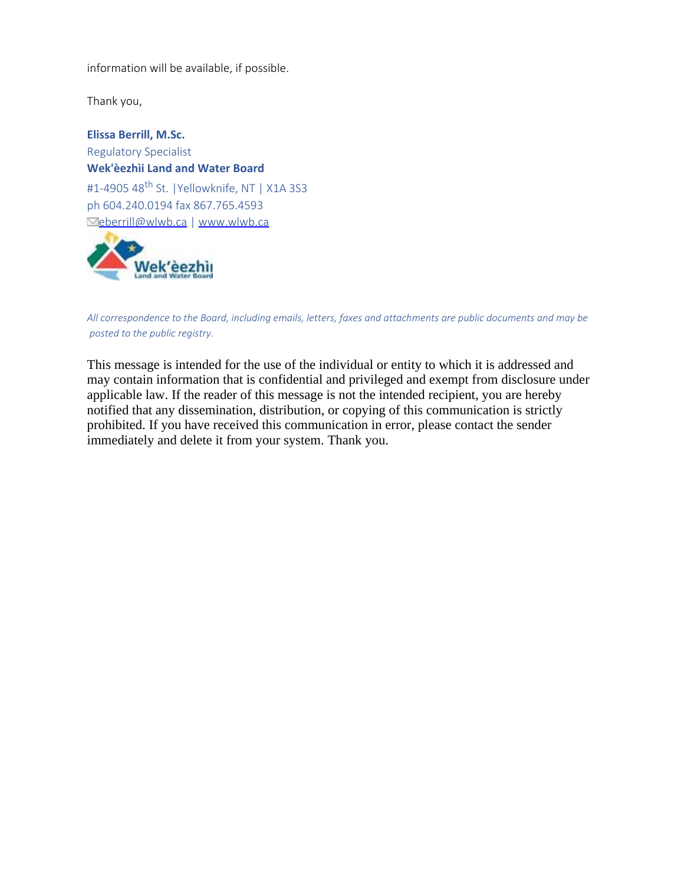information will be available, if possible.

Thank you,

**Elissa Berrill, M.Sc.**
Regulatory Specialist
**Wek'èezhìi Land and Water Board**
#1-4905 48th St. |Yellowknife, NT | X1A 3S3
ph 604.240.0194 fax 867.765.4593
eberrill@wlwb.ca | www.wlwb.ca

*All correspondence to the Board, including emails, letters, faxes and attachments are public documents and may be posted to the public registry.*

This message is intended for the use of the individual or entity to which it is addressed and may contain information that is confidential and privileged and exempt from disclosure under applicable law. If the reader of this message is not the intended recipient, you are hereby notified that any dissemination, distribution, or copying of this communication is strictly prohibited. If you have received this communication in error, please contact the sender immediately and delete it from your system. Thank you.